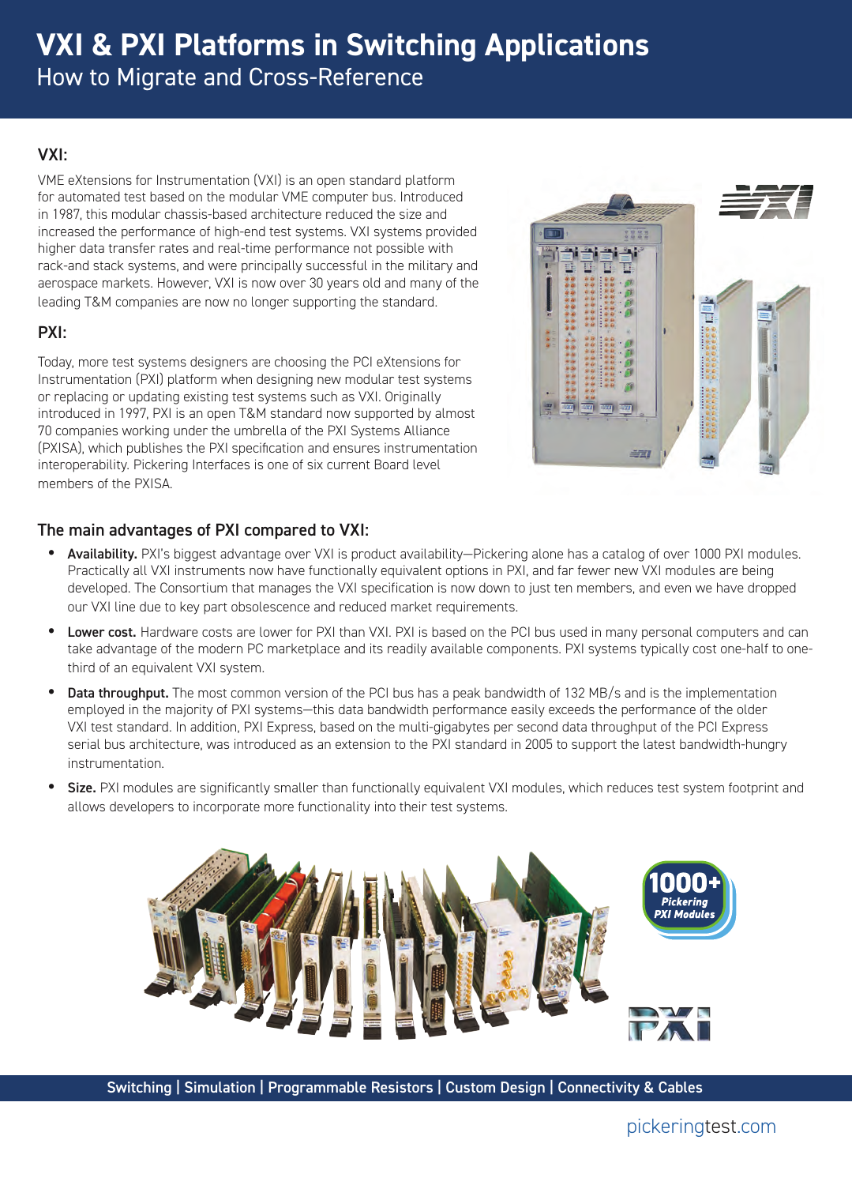# VXI & PXI Platforms in Switching Applications

## How to Migrate and Cross-Reference

### VXI:

VME eXtensions for Instrumentation (VXI) is an open standard platform for automated test based on the modular VME computer bus. Introduced in 1987, this modular chassis-based architecture reduced the size and increased the performance of high-end test systems. VXI systems provided higher data transfer rates and real-time performance not possible with rack-and stack systems, and were principally successful in the military and aerospace markets. However, VXI is now over 30 years old and many of the leading T&M companies are now no longer supporting the standard.

### PXI:

Today, more test systems designers are choosing the PCI eXtensions for Instrumentation (PXI) platform when designing new modular test systems or replacing or updating existing test systems such as VXI. Originally introduced in 1997, PXI is an open T&M standard now supported by almost 70 companies working under the umbrella of the PXI Systems Alliance (PXISA), which publishes the PXI specification and ensures instrumentation interoperability. Pickering Interfaces is one of six current Board level members of the PXISA.

### The main advantages of PXI compared to VXI:

- **Availability.** PXI's biggest advantage over VXI is product availability—Pickering alone has a catalog of over 1000 PXI modules. Practically all VXI instruments now have functionally equivalent options in PXI, and far fewer new VXI modules are being developed. The Consortium that manages the VXI specification is now down to just ten members, and even we have dropped our VXI line due to key part obsolescence and reduced market requirements.
- **Lower cost.** Hardware costs are lower for PXI than VXI. PXI is based on the PCI bus used in many personal computers and can take advantage of the modern PC marketplace and its readily available components. PXI systems typically cost one-half to one-third of an equivalent VXI system.
- **Data throughput.** The most common version of the PCI bus has a peak bandwidth of 132 MB/s and is the implementation employed in the majority of PXI systems—this data bandwidth performance easily exceeds the performance of the older VXI test standard. In addition, PXI Express, based on the multi-gigabytes per second data throughput of the PCI Express serial bus architecture, was introduced as an extension to the PXI standard in 2005 to support the latest bandwidth-hungry instrumentation.
- **Size.** PXI modules are significantly smaller than functionally equivalent VXI modules, which reduces test system footprint and allows developers to incorporate more functionality into their test systems.

Switching | Simulation | Programmable Resistors | Custom Design | Connectivity & Cables

pickeringtest.com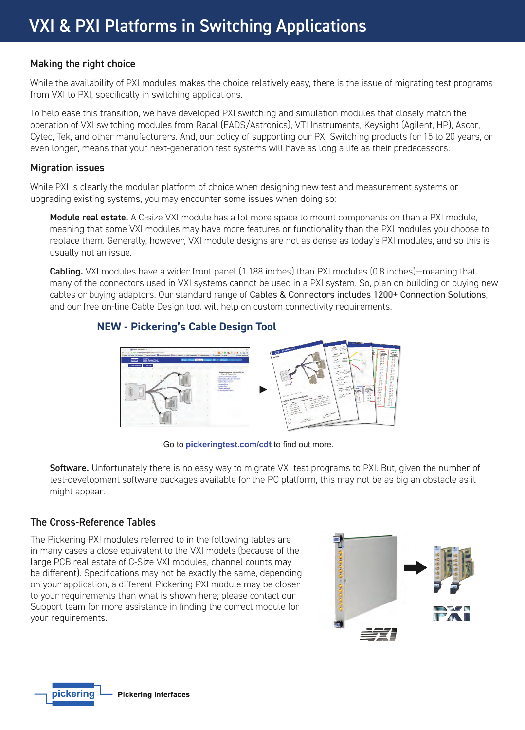# VXI & PXI Platforms in Switching Applications

## Making the right choice

While the availability of PXI modules makes the choice relatively easy, there is the issue of migrating test programs from VXI to PXI, specifically in switching applications.

To help ease this transition, we have developed PXI switching and simulation modules that closely match the operation of VXI switching modules from Racal (EADS/Astronics), VTI Instruments, Keysight (Agilent, HP), Ascor, Cytec, Tek, and other manufacturers. And, our policy of supporting our PXI Switching products for 15 to 20 years, or even longer, means that your next-generation test systems will have as long a life as their predecessors.

## Migration issues

While PXI is clearly the modular platform of choice when designing new test and measurement systems or upgrading existing systems, you may encounter some issues when doing so:

**Module real estate.** A C-size VXI module has a lot more space to mount components on than a PXI module, meaning that some VXI modules may have more features or functionality than the PXI modules you choose to replace them. Generally, however, VXI module designs are not as dense as today's PXI modules, and so this is usually not an issue.

**Cabling.** VXI modules have a wider front panel (1.188 inches) than PXI modules (0.8 inches)—meaning that many of the connectors used in VXI systems cannot be used in a PXI system. So, plan on building or buying new cables or buying adaptors. Our standard range of Cables & Connectors includes 1200+ Connection Solutions, and our free on-line Cable Design tool will help on custom connectivity requirements.

### NEW - Pickering's Cable Design Tool

Go to pickeringtest.com/cdt to find out more.

**Software.** Unfortunately there is no easy way to migrate VXI test programs to PXI. But, given the number of test-development software packages available for the PC platform, this may not be as big an obstacle as it might appear.

## The Cross-Reference Tables

The Pickering PXI modules referred to in the following tables are in many cases a close equivalent to the VXI models (because of the large PCB real estate of C-Size VXI modules, channel counts may be different). Specifications may not be exactly the same, depending on your application, a different Pickering PXI module may be closer to your requirements than what is shown here; please contact our Support team for more assistance in finding the correct module for your requirements.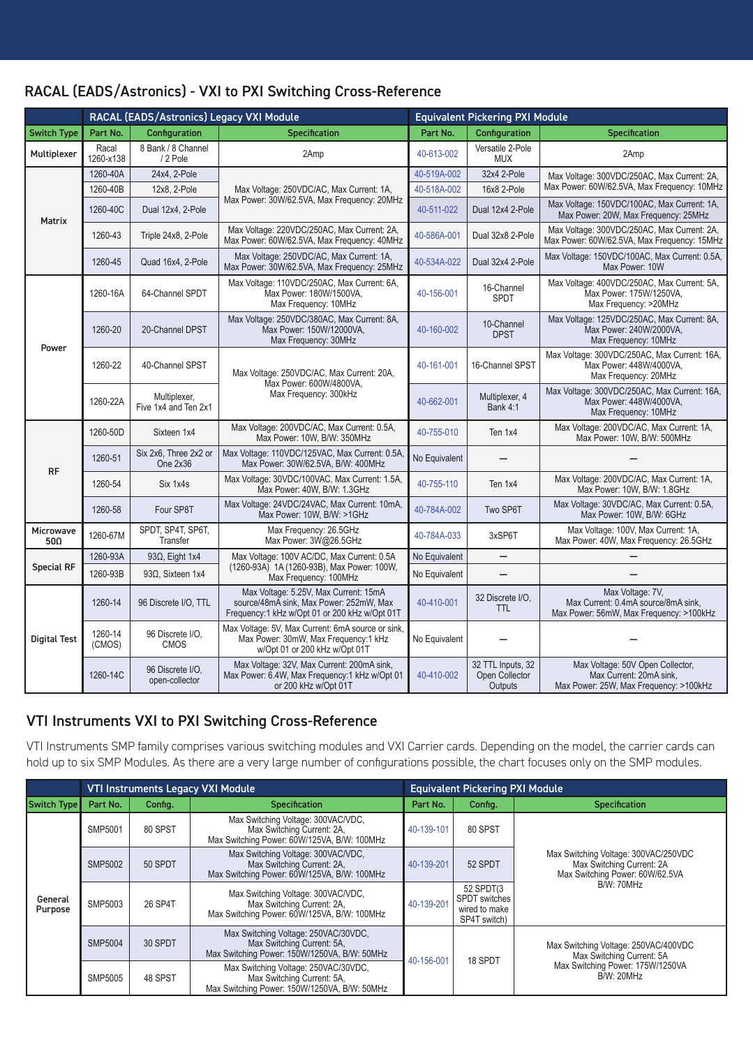## RACAL (EADS/Astronics) - VXI to PXI Switching Cross-Reference

| | RACAL (EADS/Astronics) Legacy VXI Module | | | Equivalent Pickering PXI Module | | |
|---|---|---|---|---|---|---|
| **Switch Type** | **Part No.** | **Configuration** | **Specification** | **Part No.** | **Configuration** | **Specification** |
| **Multiplexer** | Racal 1260-x138 | 8 Bank / 8 Channel / 2 Pole | 2Amp | 40-613-002 | Versatile 2-Pole MUX | 2Amp |
| **Matrix** | 1260-40A | 24x4, 2-Pole | Max Voltage: 250VDC/AC, Max Current: 1A, Max Power: 30W/62.5VA, Max Frequency: 20MHz | 40-519A-002 | 32x4 2-Pole | Max Voltage: 300VDC/250AC, Max Current: 2A, Max Power: 60W/62.5VA, Max Frequency: 10MHz |
| | 1260-40B | 12x8, 2-Pole | | 40-518A-002 | 16x8 2-Pole | |
| | 1260-40C | Dual 12x4, 2-Pole | | 40-511-022 | Dual 12x4 2-Pole | Max Voltage: 150VDC/100AC, Max Current: 1A, Max Power: 20W, Max Frequency: 25MHz |
| | 1260-43 | Triple 24x8, 2-Pole | Max Voltage: 220VDC/250AC, Max Current: 2A, Max Power: 60W/62.5VA, Max Frequency: 40MHz | 40-586A-001 | Dual 32x8 2-Pole | Max Voltage: 300VDC/250AC, Max Current: 2A, Max Power: 60W/62.5VA, Max Frequency: 15MHz |
| | 1260-45 | Quad 16x4, 2-Pole | Max Voltage: 250VDC/AC, Max Current: 1A, Max Power: 30W/62.5VA, Max Frequency: 25MHz | 40-534A-022 | Dual 32x4 2-Pole | Max Voltage: 150VDC/100AC, Max Current: 0.5A, Max Power: 10W |
| **Power** | 1260-16A | 64-Channel SPDT | Max Voltage: 110VDC/250AC, Max Current: 6A, Max Power: 180W/1500VA, Max Frequency: 10MHz | 40-156-001 | 16-Channel SPDT | Max Voltage: 400VDC/250AC, Max Current: 5A, Max Power: 175W/1250VA, Max Frequency: >20MHz |
| | 1260-20 | 20-Channel DPST | Max Voltage: 250VDC/380AC, Max Current: 8A, Max Power: 150W/12000VA, Max Frequency: 30MHz | 40-160-002 | 10-Channel DPST | Max Voltage: 125VDC/250AC, Max Current: 8A, Max Power: 240W/2000VA, Max Frequency: 10MHz |
| | 1260-22 | 40-Channel SPST | Max Voltage: 250VDC/AC, Max Current: 20A, Max Power: 600W/4800VA, Max Frequency: 300kHz | 40-161-001 | 16-Channel SPST | Max Voltage: 300VDC/250AC, Max Current: 16A, Max Power: 448W/4000VA, Max Frequency: 20MHz |
| | 1260-22A | Multiplexer, Five 1x4 and Ten 2x1 | | 40-662-001 | Multiplexer, 4 Bank 4:1 | Max Voltage: 300VDC/250AC, Max Current: 16A, Max Power: 448W/4000VA, Max Frequency: 10MHz |
| **RF** | 1260-50D | Sixteen 1x4 | Max Voltage: 200VDC/AC, Max Current: 0.5A, Max Power: 10W, B/W: 350MHz | 40-755-010 | Ten 1x4 | Max Voltage: 200VDC/AC, Max Current: 1A, Max Power: 10W, B/W: 500MHz |
| | 1260-51 | Six 2x6, Three 2x2 or One 2x36 | Max Voltage: 110VDC/125VAC, Max Current: 0.5A, Max Power: 30W/62.5VA, B/W: 400MHz | No Equivalent | – | – |
| | 1260-54 | Six 1x4s | Max Voltage: 30VDC/100VAC, Max Current: 1.5A, Max Power: 40W, B/W: 1.3GHz | 40-755-110 | Ten 1x4 | Max Voltage: 200VDC/AC, Max Current: 1A, Max Power: 10W, B/W: 1.8GHz |
| | 1260-58 | Four SP8T | Max Voltage: 24VDC/24VAC, Max Current: 10mA, Max Power: 10W, B/W: >1GHz | 40-784A-002 | Two SP6T | Max Voltage: 30VDC/AC, Max Current: 0.5A, Max Power: 10W, B/W: 6GHz |
| **Microwave 50Ω** | 1260-67M | SPDT, SP4T, SP6T, Transfer | Max Frequency: 26.5GHz Max Power: 3W@26.5GHz | 40-784A-033 | 3xSP6T | Max Voltage: 100V, Max Current: 1A, Max Power: 40W, Max Frequency: 26.5GHz |
| **Special RF** | 1260-93A | 93Ω, Eight 1x4 | Max Voltage: 100V AC/DC, Max Current: 0.5A (1260-93A) 1A (1260-93B), Max Power: 100W, Max Frequency: 100MHz | No Equivalent | – | – |
| | 1260-93B | 93Ω, Sixteen 1x4 | | No Equivalent | – | – |
| **Digital Test** | 1260-14 | 96 Discrete I/O, TTL | Max Voltage: 5.25V, Max Current: 15mA source/48mA sink, Max Power: 252mW, Max Frequency:1 kHz w/Opt 01 or 200 kHz w/Opt 01T | 40-410-001 | 32 Discrete I/O, TTL | Max Voltage: 7V, Max Current: 0.4mA source/8mA sink, Max Power: 56mW, Max Frequency: >100kHz |
| | 1260-14 (CMOS) | 96 Discrete I/O, CMOS | Max Voltage: 5V, Max Current: 6mA source or sink, Max Power: 30mW, Max Frequency:1 kHz w/Opt 01 or 200 kHz w/Opt 01T | No Equivalent | – | – |
| | 1260-14C | 96 Discrete I/O, open-collector | Max Voltage: 32V, Max Current: 200mA sink, Max Power: 6.4W, Max Frequency:1 kHz w/Opt 01 or 200 kHz w/Opt 01T | 40-410-002 | 32 TTL Inputs, 32 Open Collector Outputs | Max Voltage: 50V Open Collector, Max Current: 20mA sink, Max Power: 25W, Max Frequency: >100kHz |

## VTI Instruments VXI to PXI Switching Cross-Reference

VTI Instruments SMP family comprises various switching modules and VXI Carrier cards. Depending on the model, the carrier cards can hold up to six SMP Modules. As there are a very large number of configurations possible, the chart focuses only on the SMP modules.

| | VTI Instruments Legacy VXI Module | | | Equivalent Pickering PXI Module | | |
|---|---|---|---|---|---|---|
| **Switch Type** | **Part No.** | **Config.** | **Specification** | **Part No.** | **Config.** | **Specification** |
| **General Purpose** | SMP5001 | 80 SPST | Max Switching Voltage: 300VAC/VDC, Max Switching Current: 2A, Max Switching Power: 60W/125VA, B/W: 100MHz | 40-139-101 | 80 SPST | Max Switching Voltage: 300VAC/250VDC Max Switching Current: 2A Max Switching Power: 60W/62.5VA B/W: 70MHz |
| | SMP5002 | 50 SPDT | Max Switching Voltage: 300VAC/VDC, Max Switching Current: 2A, Max Switching Power: 60W/125VA, B/W: 100MHz | 40-139-201 | 52 SPDT | |
| | SMP5003 | 26 SP4T | Max Switching Voltage: 300VAC/VDC, Max Switching Current: 2A, Max Switching Power: 60W/125VA, B/W: 100MHz | 40-139-201 | 52 SPDT(3 SPDT switches wired to make SP4T switch) | |
| | SMP5004 | 30 SPDT | Max Switching Voltage: 250VAC/30VDC, Max Switching Current: 5A, Max Switching Power: 150W/1250VA, B/W: 50MHz | 40-156-001 | 18 SPDT | Max Switching Voltage: 250VAC/400VDC Max Switching Current: 5A Max Switching Power: 175W/1250VA B/W: 20MHz |
| | SMP5005 | 48 SPST | Max Switching Voltage: 250VAC/30VDC, Max Switching Current: 5A, Max Switching Power: 150W/1250VA, B/W: 50MHz | | | |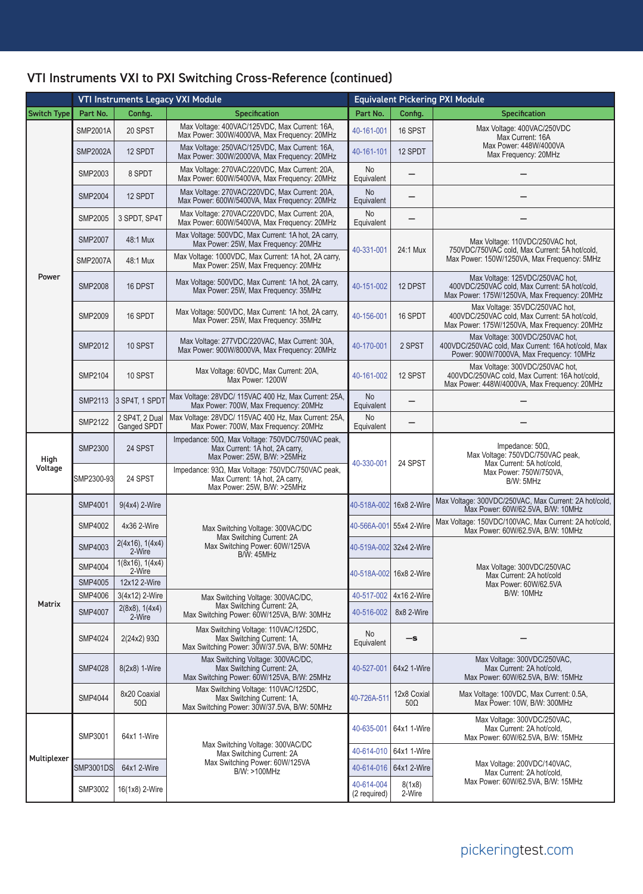## VTI Instruments VXI to PXI Switching Cross-Reference (continued)

| | VTI Instruments Legacy VXI Module | | | Equivalent Pickering PXI Module | | |
|---|---|---|---|---|---|---|
| **Switch Type** | **Part No.** | **Config.** | **Specification** | **Part No.** | **Config.** | **Specification** |
| Power | SMP2001A | 20 SPST | Max Voltage: 400VAC/125VDC, Max Current: 16A, Max Power: 300W/4000VA, Max Frequency: 20MHz | 40-161-001 | 16 SPST | Max Voltage: 400VAC/250VDC Max Current: 16A Max Power: 448W/4000VA Max Frequency: 20MHz |
| | SMP2002A | 12 SPDT | Max Voltage: 250VAC/125VDC, Max Current: 16A, Max Power: 300W/2000VA, Max Frequency: 20MHz | 40-161-101 | 12 SPDT | |
| | SMP2003 | 8 SPDT | Max Voltage: 270VAC/220VDC, Max Current: 20A, Max Power: 600W/5400VA, Max Frequency: 20MHz | No Equivalent | — | — |
| | SMP2004 | 12 SPDT | Max Voltage: 270VAC/220VDC, Max Current: 20A, Max Power: 600W/5400VA, Max Frequency: 20MHz | No Equivalent | — | — |
| | SMP2005 | 3 SPDT, SP4T | Max Voltage: 270VAC/220VDC, Max Current: 20A, Max Power: 600W/5400VA, Max Frequency: 20MHz | No Equivalent | — | — |
| | SMP2007 | 48:1 Mux | Max Voltage: 500VDC, Max Current: 1A hot, 2A carry, Max Power: 25W, Max Frequency: 20MHz | 40-331-001 | 24:1 Mux | Max Voltage: 110VDC/250VAC hot, 750VDC/750VAC cold, Max Current: 5A hot/cold, Max Power: 150W/1250VA, Max Frequency: 5MHz |
| | SMP2007A | 48:1 Mux | Max Voltage: 1000VDC, Max Current: 1A hot, 2A carry, Max Power: 25W, Max Frequency: 20MHz | | | |
| | SMP2008 | 16 DPST | Max Voltage: 500VDC, Max Current: 1A hot, 2A carry, Max Power: 25W, Max Frequency: 35MHz | 40-151-002 | 12 DPST | Max Voltage: 125VDC/250VAC hot, 400VDC/250VAC cold, Max Current: 5A hot/cold, Max Power: 175W/1250VA, Max Frequency: 20MHz |
| | SMP2009 | 16 SPDT | Max Voltage: 500VDC, Max Current: 1A hot, 2A carry, Max Power: 25W, Max Frequency: 35MHz | 40-156-001 | 16 SPDT | Max Voltage: 35VDC/250VAC hot, 400VDC/250VAC cold, Max Current: 5A hot/cold, Max Power: 175W/1250VA, Max Frequency: 20MHz |
| | SMP2012 | 10 SPST | Max Voltage: 277VDC/220VAC, Max Current: 30A, Max Power: 900W/8000VA, Max Frequency: 20MHz | 40-170-001 | 2 SPST | Max Voltage: 300VDC/250VAC hot, 400VDC/250VAC cold, Max Current: 16A hot/cold, Max Power: 900W/7000VA, Max Frequency: 10MHz |
| | SMP2104 | 10 SPST | Max Voltage: 60VDC, Max Current: 20A, Max Power: 1200W | 40-161-002 | 12 SPST | Max Voltage: 300VDC/250VAC hot, 400VDC/250VAC cold, Max Current: 16A hot/cold, Max Power: 448W/4000VA, Max Frequency: 20MHz |
| | SMP2113 | 3 SP4T, 1 SPDT | Max Voltage: 28VDC/ 115VAC 400 Hz, Max Current: 25A, Max Power: 700W, Max Frequency: 20MHz | No Equivalent | — | — |
| | SMP2122 | 2 SP4T, 2 Dual Ganged SPDT | Max Voltage: 28VDC/ 115VAC 400 Hz, Max Current: 25A, Max Power: 700W, Max Frequency: 20MHz | No Equivalent | — | — |
| High Voltage | SMP2300 | 24 SPST | Impedance: 50Ω, Max Voltage: 750VDC/750VAC peak, Max Current: 1A hot, 2A carry, Max Power: 25W, B/W: >25MHz | 40-330-001 | 24 SPST | Impedance: 50Ω, Max Voltage: 750VDC/750VAC peak, Max Current: 5A hot/cold, Max Power: 750W/750VA, B/W: 5MHz |
| | SMP2300-93 | 24 SPST | Impedance: 93Ω, Max Voltage: 750VDC/750VAC peak, Max Current: 1A hot, 2A carry, Max Power: 25W, B/W: >25MHz | | | |
| Matrix | SMP4001 | 9(4x4) 2-Wire | Max Switching Voltage: 300VAC/DC Max Switching Current: 2A Max Switching Power: 60W/125VA B/W: 45MHz | 40-518A-002 | 16x8 2-Wire | Max Voltage: 300VDC/250VAC, Max Current: 2A hot/cold, Max Power: 60W/62.5VA, B/W: 10MHz |
| | SMP4002 | 4x36 2-Wire | | 40-566A-001 | 55x4 2-Wire | Max Voltage: 150VDC/100VAC, Max Current: 2A hot/cold, Max Power: 60W/62.5VA, B/W: 10MHz |
| | SMP4003 | 2(4x16), 1(4x4) 2-Wire | | 40-519A-002 | 32x4 2-Wire | Max Voltage: 300VDC/250VAC Max Current: 2A hot/cold Max Power: 60W/62.5VA B/W: 10MHz |
| | SMP4004 | 1(8x16), 1(4x4) 2-Wire | | 40-518A-002 | 16x8 2-Wire | |
| | SMP4005 | 12x12 2-Wire | | | | |
| | SMP4006 | 3(4x12) 2-Wire | Max Switching Voltage: 300VAC/DC, Max Switching Current: 2A, Max Switching Power: 60W/125VA, B/W: 30MHz | 40-517-002 | 4x16 2-Wire | |
| | SMP4007 | 2(8x8), 1(4x4) 2-Wire | | 40-516-002 | 8x8 2-Wire | |
| | SMP4024 | 2(24x2) 93Ω | Max Switching Voltage: 110VAC/125VDC, Max Switching Current: 1A, Max Switching Power: 30W/37.5VA, B/W: 50MHz | No Equivalent | —s | — |
| | SMP4028 | 8(2x8) 1-Wire | Max Switching Voltage: 300VAC/DC, Max Switching Current: 2A, Max Switching Power: 60W/125VA, B/W: 25MHz | 40-527-001 | 64x2 1-Wire | Max Voltage: 300VDC/250VAC, Max Current: 2A hot/cold, Max Power: 60W/62.5VA, B/W: 15MHz |
| | SMP4044 | 8x20 Coaxial 50Ω | Max Switching Voltage: 110VAC/125VDC, Max Switching Current: 1A, Max Switching Power: 30W/37.5VA, B/W: 50MHz | 40-726A-511 | 12x8 Coaxial 50Ω | Max Voltage: 100VDC, Max Current: 0.5A, Max Power: 10W, B/W: 300MHz |
| Multiplexer | SMP3001 | 64x1 1-Wire | Max Switching Voltage: 300VAC/DC Max Switching Current: 2A Max Switching Power: 60W/125VA B/W: >100MHz | 40-635-001 | 64x1 1-Wire | Max Voltage: 300VDC/250VAC, Max Current: 2A hot/cold, Max Power: 60W/62.5VA, B/W: 15MHz |
| | | | | 40-614-010 | 64x1 1-Wire | Max Voltage: 200VDC/140VAC, Max Current: 2A hot/cold, Max Power: 60W/62.5VA, B/W: 15MHz |
| | SMP3001DS | 64x1 2-Wire | | 40-614-016 | 64x1 2-Wire | |
| | SMP3002 | 16(1x8) 2-Wire | | 40-614-004 (2 required) | 8(1x8) 2-Wire | |

pickeringtest.com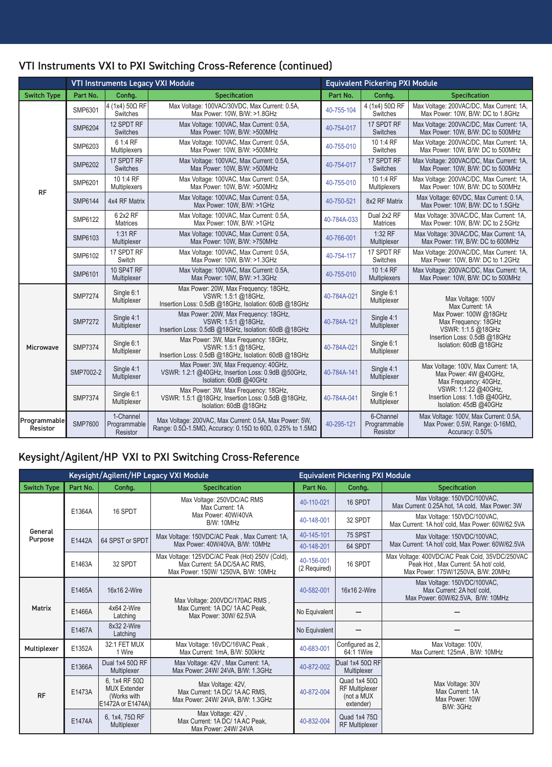## VTI Instruments VXI to PXI Switching Cross-Reference (continued)

| | VTI Instruments Legacy VXI Module | | | Equivalent Pickering PXI Module | | |
|---|---|---|---|---|---|---|
| **Switch Type** | **Part No.** | **Config.** | **Specification** | **Part No.** | **Config.** | **Specification** |
| RF | SMP6301 | 4 (1x4) 50Ω RF Switches | Max Voltage: 100VAC/30VDC, Max Current: 0.5A, Max Power: 10W, B/W: >1.8GHz | 40-755-104 | 4 (1x4) 50Ω RF Switches | Max Voltage: 200VAC/DC, Max Current: 1A, Max Power: 10W, B/W: DC to 1.8GHz |
| | SMP6204 | 12 SPDT RF Switches | Max Voltage: 100VAC, Max Current: 0.5A, Max Power: 10W, B/W: >500MHz | 40-754-017 | 17 SPDT RF Switches | Max Voltage: 200VAC/DC, Max Current: 1A, Max Power: 10W, B/W: DC to 500MHz |
| | SMP6203 | 6 1:4 RF Multiplexers | Max Voltage: 100VAC, Max Current: 0.5A, Max Power: 10W, B/W: >500MHz | 40-755-010 | 10 1:4 RF Switches | Max Voltage: 200VAC/DC, Max Current: 1A, Max Power: 10W, B/W: DC to 500MHz |
| | SMP6202 | 17 SPDT RF Switches | Max Voltage: 100VAC, Max Current: 0.5A, Max Power: 10W, B/W: >500MHz | 40-754-017 | 17 SPDT RF Switches | Max Voltage: 200VAC/DC, Max Current: 1A, Max Power: 10W, B/W: DC to 500MHz |
| | SMP6201 | 10 1:4 RF Multiplexers | Max Voltage: 100VAC, Max Current: 0.5A, Max Power: 10W, B/W: >500MHz | 40-755-010 | 10 1:4 RF Multiplexers | Max Voltage: 200VAC/DC, Max Current: 1A, Max Power: 10W, B/W: DC to 500MHz |
| | SMP6144 | 4x4 RF Matrix | Max Voltage: 100VAC, Max Current: 0.5A, Max Power: 10W, B/W: >1GHz | 40-750-521 | 8x2 RF Matrix | Max Voltage: 60VDC, Max Current: 0.1A, Max Power: 10W, B/W: DC to 1.5GHz |
| | SMP6122 | 6 2x2 RF Matrices | Max Voltage: 100VAC, Max Current: 0.5A, Max Power: 10W, B/W: >1GHz | 40-784A-033 | Dual 2x2 RF Matrices | Max Voltage: 30VAC/DC, Max Current: 1A, Max Power: 10W, B/W: DC to 2.5GHz |
| | SMP6103 | 1:31 RF Multiplexer | Max Voltage: 100VAC, Max Current: 0.5A, Max Power: 10W, B/W: >750MHz | 40-766-001 | 1:32 RF Multiplexer | Max Voltage: 30VAC/DC, Max Current: 1A, Max Power: 1W, B/W: DC to 600MHz |
| | SMP6102 | 17 SPDT RF Switch | Max Voltage: 100VAC, Max Current: 0.5A, Max Power: 10W, B/W: >1.3GHz | 40-754-117 | 17 SPDT RF Switches | Max Voltage: 200VAC/DC, Max Current: 1A, Max Power: 10W, B/W: DC to 1.2GHz |
| | SMP6101 | 10 SP4T RF Multiplexer | Max Voltage: 100VAC, Max Current: 0.5A, Max Power: 10W, B/W: >1.3GHz | 40-755-010 | 10 1:4 RF Multiplexers | Max Voltage: 200VAC/DC, Max Current: 1A, Max Power: 10W, B/W: DC to 500MHz |
| Microwave | SMP7274 | Single 6:1 Multiplexer | Max Power: 20W, Max Frequency: 18GHz, VSWR: 1.5:1 @18GHz, Insertion Loss: 0.5dB @18GHz, Isolation: 60dB @18GHz | 40-784A-021 | Single 6:1 Multiplexer | Max Voltage: 100V, Max Current: 1A, Max Power: 100W @18GHz, Max Frequency: 18GHz, VSWR: 1:1.5 @18GHz, Insertion Loss: 0.5dB @18GHz, Isolation: 60dB @18GHz |
| | SMP7272 | Single 4:1 Multiplexer | Max Power: 20W, Max Frequency: 18GHz, VSWR: 1.5:1 @18GHz, Insertion Loss: 0.5dB @18GHz, Isolation: 60dB @18GHz | 40-784A-121 | Single 4:1 Multiplexer | |
| | SMP7374 | Single 6:1 Multiplexer | Max Power: 3W, Max Frequency: 18GHz, VSWR: 1.5:1 @18GHz, Insertion Loss: 0.5dB @18GHz, Isolation: 60dB @18GHz | 40-784A-021 | Single 6:1 Multiplexer | |
| | SMP7002-2 | Single 4:1 Multiplexer | Max Power: 3W, Max Frequency: 40GHz, VSWR: 1.2:1 @40GHz, Insertion Loss: 0.9dB @50GHz, Isolation: 60dB @40GHz | 40-784A-141 | Single 4:1 Multiplexer | Max Voltage: 100V, Max Current: 1A, Max Power: 4W @40GHz, Max Frequency: 40GHz, VSWR: 1:1.22 @40GHz, Insertion Loss: 1.1dB @40GHz, Isolation: 45dB @40GHz |
| | SMP7374 | Single 6:1 Multiplexer | Max Power: 3W, Max Frequency: 18GHz, VSWR: 1.5:1 @18GHz, Insertion Loss: 0.5dB @18GHz, Isolation: 60dB @18GHz | 40-784A-041 | Single 6:1 Multiplexer | |
| Programmable Resistor | SMP7600 | 1-Channel Programmable Resistor | Max Voltage: 200VAC, Max Current: 0.5A, Max Power: 5W, Range: 0.5Ω-1.5MΩ, Accuracy: 0.15Ω to 60Ω, 0.25% to 1.5MΩ | 40-295-121 | 6-Channel Programmable Resistor | Max Voltage: 100V, Max Current: 0.5A, Max Power: 0.5W, Range: 0-16MΩ, Accuracy: 0.50% |

## Keysight/Agilent/HP VXI to PXI Switching Cross-Reference

| | Keysight/Agilent/HP Legacy VXI Module | | | Equivalent Pickering PXI Module | | |
|---|---|---|---|---|---|---|
| **Switch Type** | **Part No.** | **Config.** | **Specification** | **Part No.** | **Config.** | **Specification** |
| General Purpose | E1364A | 16 SPDT | Max Voltage: 250VDC/AC RMS, Max Current: 1A, Max Power: 40W/40VA, B/W: 10MHz | 40-110-021 | 16 SPDT | Max Voltage: 150VDC/100VAC, Max Current: 0.25A hot, 1A cold, Max Power: 3W |
| | | | | 40-148-001 | 32 SPDT | Max Voltage: 150VDC/100VAC, Max Current: 1A hot/ cold, Max Power: 60W/62.5VA |
| | E1442A | 64 SPST or SPDT | Max Voltage: 150VDC/AC Peak , Max Current: 1A, Max Power: 40W/40VA, B/W: 10MHz | 40-145-101 | 75 SPST | Max Voltage: 150VDC/100VAC, Max Current: 1A hot/ cold, Max Power: 60W/62.5VA |
| | | | | 40-148-201 | 64 SPDT | |
| | E1463A | 32 SPDT | Max Voltage: 125VDC/AC Peak (Hot) 250V (Cold), Max Current: 5A DC/5A AC RMS, Max Power: 150W/ 1250VA, B/W: 10MHz | 40-156-001 (2 Required) | 16 SPDT | Max Voltage: 400VDC/AC Peak Cold, 35VDC/250VAC Peak Hot , Max Current: 5A hot/ cold, Max Power: 175W/1250VA, B/W: 20MHz |
| Matrix | E1465A | 16x16 2-Wire | Max Voltage: 200VDC/170AC RMS , Max Current: 1A DC/ 1A AC Peak, Max Power: 30W/ 62.5VA | 40-582-001 | 16x16 2-Wire | Max Voltage: 150VDC/100VAC, Max Current: 2A hot/ cold, Max Power: 60W/62.5VA, B/W: 10MHz |
| | E1466A | 4x64 2-Wire Latching | | No Equivalent | — | — |
| | E1467A | 8x32 2-Wire Latching | | No Equivalent | — | — |
| Multiplexer | E1352A | 32:1 FET MUX 1 Wire | Max Voltage: 16VDC/16VAC Peak , Max Current: 1mA, B/W: 500kHz | 40-683-001 | Configured as 2, 64:1 1Wire | Max Voltage: 100V, Max Current: 125mA , B/W: 10MHz |
| RF | E1366A | Dual 1x4 50Ω RF Multiplexer | Max Voltage: 42V , Max Current: 1A, Max Power: 24W/ 24VA, B/W: 1.3GHz | 40-872-002 | Dual 1x4 50Ω RF Multiplexer | Max Voltage: 30V, Max Current: 1A, Max Power: 10W, B/W: 3GHz |
| | E1473A | 6, 1x4 RF 50Ω MUX Extender (Works with E1472A or E1474A) | Max Voltage: 42V, Max Current: 1A DC/ 1A AC RMS, Max Power: 24W/ 24VA, B/W: 1.3GHz | 40-872-004 | Quad 1x4 50Ω RF Multiplexer (not a MUX extender) | |
| | E1474A | 6, 1x4, 75Ω RF Multiplexer | Max Voltage: 42V , Max Current: 1A DC/ 1A AC Peak, Max Power: 24W/ 24VA | 40-832-004 | Quad 1x4 75Ω RF Multiplexer | |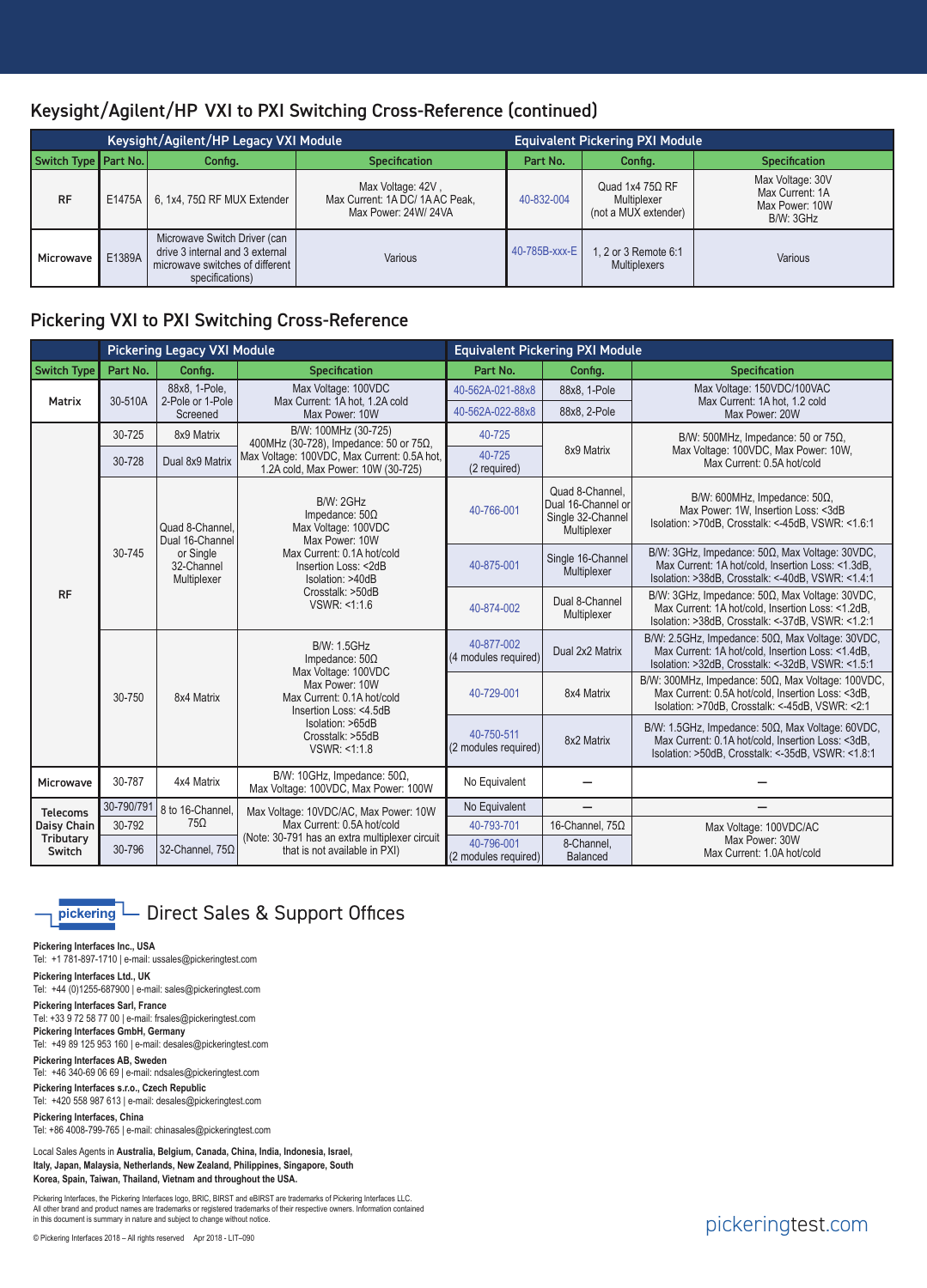## Keysight/Agilent/HP VXI to PXI Switching Cross-Reference (continued)

| Keysight/Agilent/HP Legacy VXI Module | | | | Equivalent Pickering PXI Module | | |
|---|---|---|---|---|---|---|
| Switch Type | Part No. | Config. | Specifcation | Part No. | Config. | Specification |
| RF | E1475A | 6, 1x4, 75Ω RF MUX Extender | Max Voltage: 42V , Max Current: 1A DC/ 1A AC Peak, Max Power: 24W/ 24VA | 40-832-004 | Quad 1x4 75Ω RF Multiplexer (not a MUX extender) | Max Voltage: 30V Max Current: 1A Max Power: 10W B/W: 3GHz |
| Microwave | E1389A | Microwave Switch Driver (can drive 3 internal and 3 external microwave switches of different specifications) | Various | 40-785B-xxx-E | 1, 2 or 3 Remote 6:1 Multiplexers | Various |

## Pickering VXI to PXI Switching Cross-Reference

| Pickering Legacy VXI Module | | | | Equivalent Pickering PXI Module | | |
|---|---|---|---|---|---|---|
| Switch Type | Part No. | Config. | Specification | Part No. | Config. | Specification |
| Matrix | 30-510A | 88x8, 1-Pole, 2-Pole or 1-Pole Screened | Max Voltage: 100VDC Max Current: 1A hot, 1.2A cold Max Power: 10W | 40-562A-021-88x8 | 88x8, 1-Pole | Max Voltage: 150VDC/100VAC Max Current: 1A hot, 1.2 cold Max Power: 20W |
| | | | | 40-562A-022-88x8 | 88x8, 2-Pole | |
| RF | 30-725 | 8x9 Matrix | B/W: 100MHz (30-725) 400MHz (30-728), Impedance: 50 or 75Ω, Max Voltage: 100VDC, Max Current: 0.5A hot, 1.2A cold, Max Power: 10W (30-725) | 40-725 | 8x9 Matrix | B/W: 500MHz, Impedance: 50 or 75Ω, Max Voltage: 100VDC, Max Power: 10W, Max Current: 0.5A hot/cold |
| | 30-728 | Dual 8x9 Matrix | | 40-725 (2 required) | | |
| | 30-745 | Quad 8-Channel, Dual 16-Channel or Single 32-Channel Multiplexer | B/W: 2GHz Impedance: 50Ω Max Voltage: 100VDC Max Power: 10W Max Current: 0.1A hot/cold Insertion Loss: <2dB Isolation: >40dB Crosstalk: >50dB VSWR: <1:1.6 | 40-766-001 | Quad 8-Channel, Dual 16-Channel or Single 32-Channel Multiplexer | B/W: 600MHz, Impedance: 50Ω, Max Power: 1W, Insertion Loss: <3dB Isolation: >70dB, Crosstalk: <-45dB, VSWR: <1.6:1 |
| | | | | 40-875-001 | Single 16-Channel Multiplexer | B/W: 3GHz, Impedance: 50Ω, Max Voltage: 30VDC, Max Current: 1A hot/cold, Insertion Loss: <1.3dB, Isolation: >38dB, Crosstalk: <-40dB, VSWR: <1.4:1 |
| | | | | 40-874-002 | Dual 8-Channel Multiplexer | B/W: 3GHz, Impedance: 50Ω, Max Voltage: 30VDC, Max Current: 1A hot/cold, Insertion Loss: <1.2dB, Isolation: >38dB, Crosstalk: <-37dB, VSWR: <1.2:1 |
| | 30-750 | 8x4 Matrix | B/W: 1.5GHz Impedance: 50Ω Max Voltage: 100VDC Max Power: 10W Max Current: 0.1A hot/cold Insertion Loss: <4.5dB Isolation: >65dB Crosstalk: >55dB VSWR: <1:1.8 | 40-877-002 (4 modules required) | Dual 2x2 Matrix | B/W: 2.5GHz, Impedance: 50Ω, Max Voltage: 30VDC, Max Current: 1A hot/cold, Insertion Loss: <1.4dB, Isolation: >32dB, Crosstalk: <-32dB, VSWR: <1.5:1 |
| | | | | 40-729-001 | 8x4 Matrix | B/W: 300MHz, Impedance: 50Ω, Max Voltage: 100VDC, Max Current: 0.5A hot/cold, Insertion Loss: <3dB, Isolation: >70dB, Crosstalk: <-45dB, VSWR: <2:1 |
| | | | | 40-750-511 (2 modules required) | 8x2 Matrix | B/W: 1.5GHz, Impedance: 50Ω, Max Voltage: 60VDC, Max Current: 0.1A hot/cold, Insertion Loss: <3dB, Isolation: >50dB, Crosstalk: <-35dB, VSWR: <1.8:1 |
| Microwave | 30-787 | 4x4 Matrix | B/W: 10GHz, Impedance: 50Ω, Max Voltage: 100VDC, Max Power: 100W | No Equivalent | – | – |
| Telecoms Daisy Chain Tributary Switch | 30-790/791 | 8 to 16-Channel, 75Ω | Max Voltage: 10VDC/AC, Max Power: 10W Max Current: 0.5A hot/cold (Note: 30-791 has an extra multiplexer circuit that is not available in PXI) | No Equivalent | – | – |
| | 30-792 | | | 40-793-701 | 16-Channel, 75Ω | Max Voltage: 100VDC/AC Max Power: 30W Max Current: 1.0A hot/cold |
| | 30-796 | 32-Channel, 75Ω | | 40-796-001 (2 modules required) | 8-Channel, Balanced | |

## pickering Direct Sales & Support Offices

**Pickering Interfaces Inc., USA**
Tel: +1 781-897-1710 | e-mail: ussales@pickeringtest.com

**Pickering Interfaces Ltd., UK**
Tel: +44 (0)1255-687900 | e-mail: sales@pickeringtest.com

**Pickering Interfaces Sarl, France**
Tel: +33 9 72 58 77 00 | e-mail: frsales@pickeringtest.com

**Pickering Interfaces GmbH, Germany**
Tel: +49 89 125 953 160 | e-mail: desales@pickeringtest.com

**Pickering Interfaces AB, Sweden**
Tel: +46 340-69 06 69 | e-mail: ndsales@pickeringtest.com

**Pickering Interfaces s.r.o., Czech Republic**
Tel: +420 558 987 613 | e-mail: desales@pickeringtest.com

**Pickering Interfaces, China**
Tel: +86 4008-799-765 | e-mail: chinasales@pickeringtest.com

Local Sales Agents in **Australia, Belgium, Canada, China, India, Indonesia, Israel, Italy, Japan, Malaysia, Netherlands, New Zealand, Philippines, Singapore, South Korea, Spain, Taiwan, Thailand, Vietnam and throughout the USA.**

Pickering Interfaces, the Pickering Interfaces logo, BRIC, BIRST and eBIRST are trademarks of Pickering Interfaces LLC. All other brand and product names are trademarks or registered trademarks of their respective owners. Information contained in this document is summary in nature and subject to change without notice.

© Pickering Interfaces 2018 – All rights reserved Apr 2018 - LIT–090

pickeringtest.com